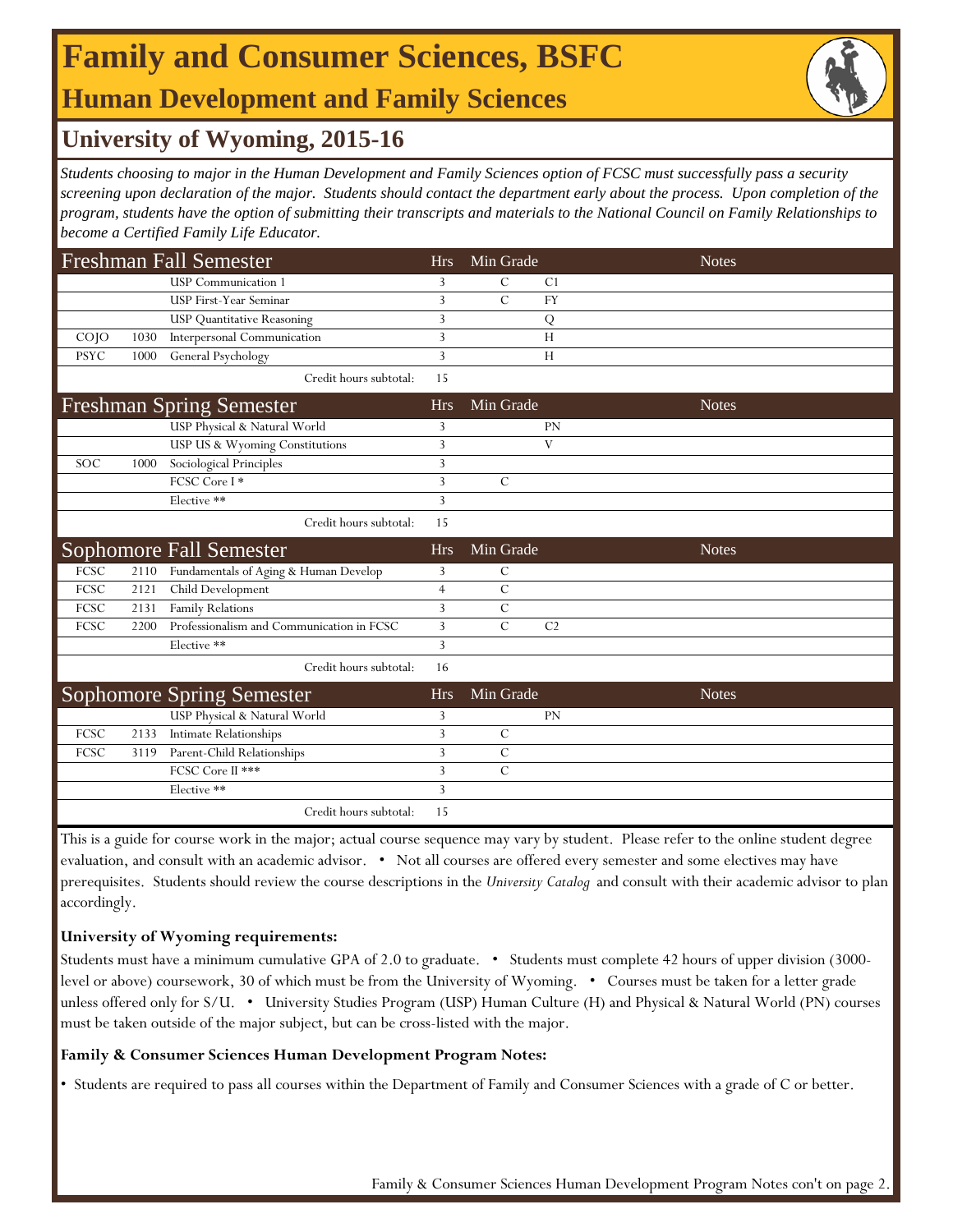# Family and Consumer Sciences, BSFC

## Human Development and Family Sciences

## University of Wyoming, 2015-16

*Students choosing to major in the Human Development and Family Sciences option of FCSC must successfully pass a security screening upon declaration of the major. Students should contact the department early about the process. Upon completion of the program, students have the option of submitting their transcripts and materials to the National Council on Family Relationships to become a Certified Family Life Educator.*

| Freshman Fall Semester | | | Hrs | Min Grade | | Notes |
|---|---|---|---|---|---|---|
| | | USP Communication 1 | 3 | C | C1 | |
| | | USP First-Year Seminar | 3 | C | FY | |
| | | USP Quantitative Reasoning | 3 | | Q | |
| COJO | 1030 | Interpersonal Communication | 3 | | H | |
| PSYC | 1000 | General Psychology | 3 | | H | |
| | | Credit hours subtotal: | 15 | | | |

| Freshman Spring Semester | | | Hrs | Min Grade | | Notes |
|---|---|---|---|---|---|---|
| | | USP Physical & Natural World | 3 | | PN | |
| | | USP US & Wyoming Constitutions | 3 | | V | |
| SOC | 1000 | Sociological Principles | 3 | | | |
| | | FCSC Core I * | 3 | C | | |
| | | Elective ** | 3 | | | |
| | | Credit hours subtotal: | 15 | | | |

| Sophomore Fall Semester | | | Hrs | Min Grade | | Notes |
|---|---|---|---|---|---|---|
| FCSC | 2110 | Fundamentals of Aging & Human Develop | 3 | C | | |
| FCSC | 2121 | Child Development | 4 | C | | |
| FCSC | 2131 | Family Relations | 3 | C | | |
| FCSC | 2200 | Professionalism and Communication in FCSC | 3 | C | C2 | |
| | | Elective ** | 3 | | | |
| | | Credit hours subtotal: | 16 | | | |

| Sophomore Spring Semester | | | Hrs | Min Grade | | Notes |
|---|---|---|---|---|---|---|
| | | USP Physical & Natural World | 3 | | PN | |
| FCSC | 2133 | Intimate Relationships | 3 | C | | |
| FCSC | 3119 | Parent-Child Relationships | 3 | C | | |
| | | FCSC Core II *** | 3 | C | | |
| | | Elective ** | 3 | | | |
| | | Credit hours subtotal: | 15 | | | |

This is a guide for course work in the major; actual course sequence may vary by student. Please refer to the online student degree evaluation, and consult with an academic advisor. • Not all courses are offered every semester and some electives may have prerequisites. Students should review the course descriptions in the *University Catalog* and consult with their academic advisor to plan accordingly.

**University of Wyoming requirements:**

Students must have a minimum cumulative GPA of 2.0 to graduate. • Students must complete 42 hours of upper division (3000-level or above) coursework, 30 of which must be from the University of Wyoming. • Courses must be taken for a letter grade unless offered only for S/U. • University Studies Program (USP) Human Culture (H) and Physical & Natural World (PN) courses must be taken outside of the major subject, but can be cross-listed with the major.

**Family & Consumer Sciences Human Development Program Notes:**

• Students are required to pass all courses within the Department of Family and Consumer Sciences with a grade of C or better.

Family & Consumer Sciences Human Development Program Notes con't on page 2.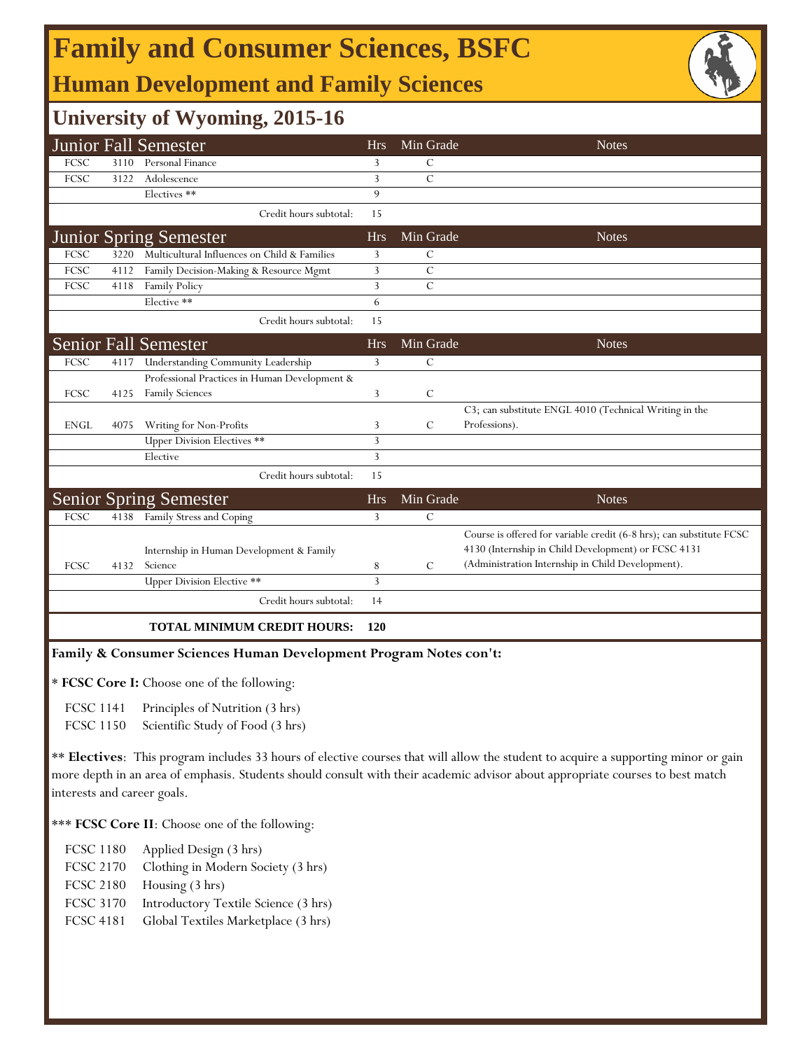# Family and Consumer Sciences, BSFC

## Human Development and Family Sciences

## University of Wyoming, 2015-16

| Junior Fall Semester | | | Hrs | Min Grade | Notes |
|---|---|---|---|---|---|
| FCSC | 3110 | Personal Finance | 3 | C | |
| FCSC | 3122 | Adolescence | 3 | C | |
| | | Electives ** | 9 | | |
| | | Credit hours subtotal: | 15 | | |

| Junior Spring Semester | | | Hrs | Min Grade | Notes |
|---|---|---|---|---|---|
| FCSC | 3220 | Multicultural Influences on Child & Families | 3 | C | |
| FCSC | 4112 | Family Decision-Making & Resource Mgmt | 3 | C | |
| FCSC | 4118 | Family Policy | 3 | C | |
| | | Elective ** | 6 | | |
| | | Credit hours subtotal: | 15 | | |

| Senior Fall Semester | | | Hrs | Min Grade | Notes |
|---|---|---|---|---|---|
| FCSC | 4117 | Understanding Community Leadership | 3 | C | |
| FCSC | 4125 | Professional Practices in Human Development & Family Sciences | 3 | C | |
| ENGL | 4075 | Writing for Non-Profits | 3 | C | C3; can substitute ENGL 4010 (Technical Writing in the Professions). |
| | | Upper Division Electives ** | 3 | | |
| | | Elective | 3 | | |
| | | Credit hours subtotal: | 15 | | |

| Senior Spring Semester | | | Hrs | Min Grade | Notes |
|---|---|---|---|---|---|
| FCSC | 4138 | Family Stress and Coping | 3 | C | |
| FCSC | 4132 | Internship in Human Development & Family Science | 8 | C | Course is offered for variable credit (6-8 hrs); can substitute FCSC 4130 (Internship in Child Development) or FCSC 4131 (Administration Internship in Child Development). |
| | | Upper Division Elective ** | 3 | | |
| | | Credit hours subtotal: | 14 | | |
| | | **TOTAL MINIMUM CREDIT HOURS:** | **120** | | |

**Family & Consumer Sciences Human Development Program Notes con't:**

* **FCSC Core I:** Choose one of the following:

FCSC 1141 Principles of Nutrition (3 hrs)
FCSC 1150 Scientific Study of Food (3 hrs)

** **Electives**: This program includes 33 hours of elective courses that will allow the student to acquire a supporting minor or gain more depth in an area of emphasis. Students should consult with their academic advisor about appropriate courses to best match interests and career goals.

*** **FCSC Core II**: Choose one of the following:

FCSC 1180 Applied Design (3 hrs)
FCSC 2170 Clothing in Modern Society (3 hrs)
FCSC 2180 Housing (3 hrs)
FCSC 3170 Introductory Textile Science (3 hrs)
FCSC 4181 Global Textiles Marketplace (3 hrs)